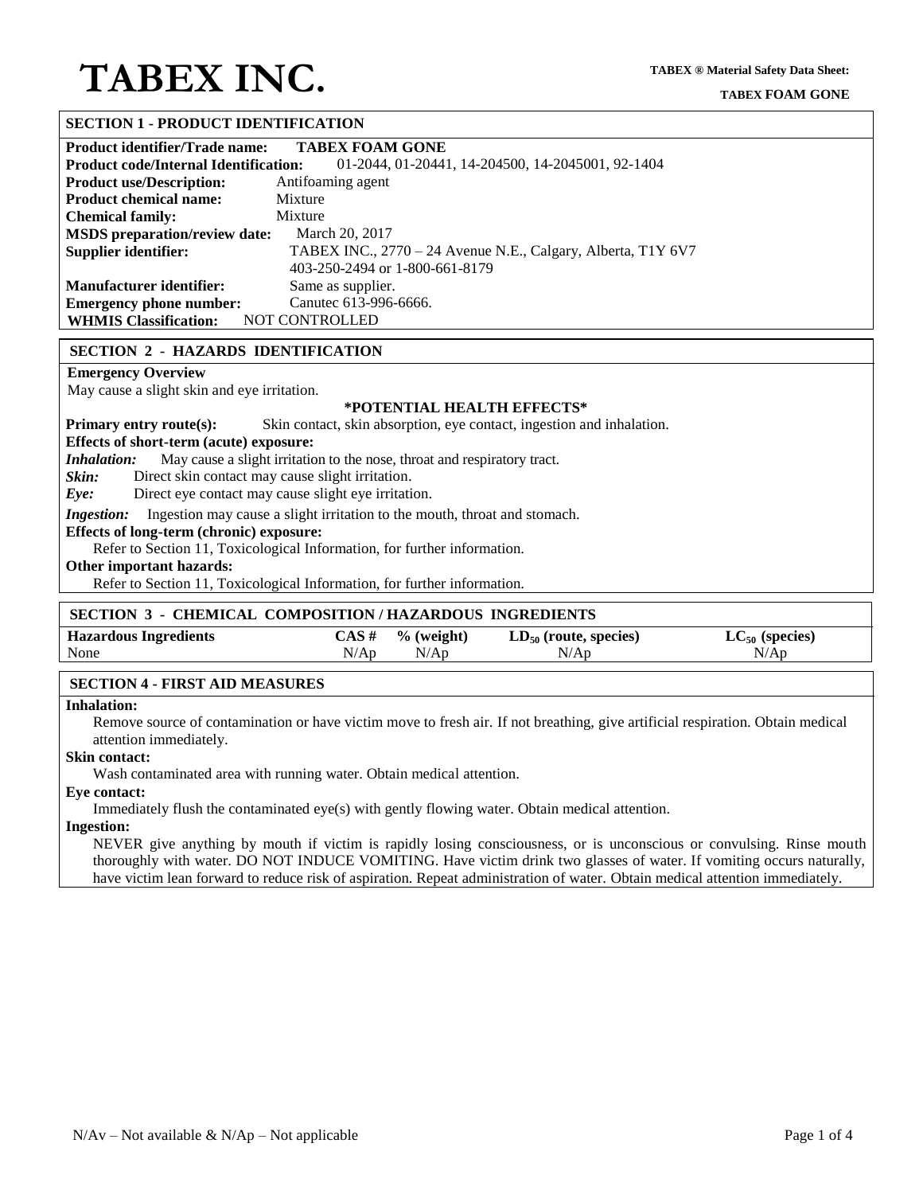# TABEX INC.

**TABEX ® Material Safety Data Sheet:**

**TABEX FOAM GONE**

## SECTION 1 - PRODUCT IDENTIFICATION

**Product identifier/Trade name:** **TABEX FOAM GONE**
**Product code/Internal Identification:** 01-2044, 01-20441, 14-204500, 14-2045001, 92-1404
**Product use/Description:** Antifoaming agent
**Product chemical name:** Mixture
**Chemical family:** Mixture
**MSDS preparation/review date:** March 20, 2017
**Supplier identifier:** TABEX INC., 2770 – 24 Avenue N.E., Calgary, Alberta, T1Y 6V7
403-250-2494 or 1-800-661-8179
**Manufacturer identifier:** Same as supplier.
**Emergency phone number:** Canutec 613-996-6666.
**WHMIS Classification:** NOT CONTROLLED

## SECTION 2 - HAZARDS IDENTIFICATION

**Emergency Overview**
May cause a slight skin and eye irritation.

**\*POTENTIAL HEALTH EFFECTS\***

**Primary entry route(s):** Skin contact, skin absorption, eye contact, ingestion and inhalation.

**Effects of short-term (acute) exposure:**

***Inhalation:*** May cause a slight irritation to the nose, throat and respiratory tract.
***Skin:*** Direct skin contact may cause slight irritation.
***Eye:*** Direct eye contact may cause slight eye irritation.
***Ingestion:*** Ingestion may cause a slight irritation to the mouth, throat and stomach.

**Effects of long-term (chronic) exposure:**
Refer to Section 11, Toxicological Information, for further information.

**Other important hazards:**
Refer to Section 11, Toxicological Information, for further information.

## SECTION 3 - CHEMICAL COMPOSITION / HAZARDOUS INGREDIENTS

| Hazardous Ingredients | CAS # | % (weight) | $LD_{50}$ (route, species) | $LC_{50}$ (species) |
|---|---|---|---|---|
| None | N/Ap | N/Ap | N/Ap | N/Ap |

## SECTION 4 - FIRST AID MEASURES

**Inhalation:**
Remove source of contamination or have victim move to fresh air. If not breathing, give artificial respiration. Obtain medical attention immediately.

**Skin contact:**
Wash contaminated area with running water. Obtain medical attention.

**Eye contact:**
Immediately flush the contaminated eye(s) with gently flowing water. Obtain medical attention.

**Ingestion:**
NEVER give anything by mouth if victim is rapidly losing consciousness, or is unconscious or convulsing. Rinse mouth thoroughly with water. DO NOT INDUCE VOMITING. Have victim drink two glasses of water. If vomiting occurs naturally, have victim lean forward to reduce risk of aspiration. Repeat administration of water. Obtain medical attention immediately.

N/Av – Not available & N/Ap – Not applicable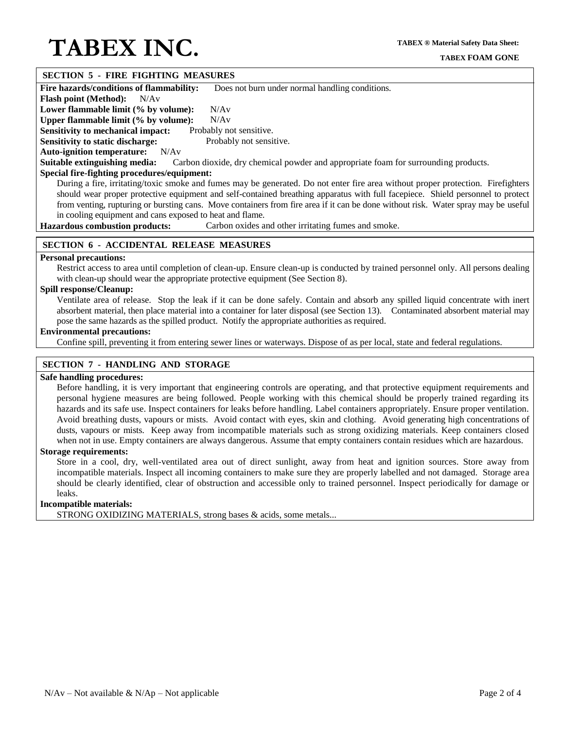## SECTION 5 - FIRE FIGHTING MEASURES

**Fire hazards/conditions of flammability:** Does not burn under normal handling conditions.

**Flash point (Method):** N/Av

**Lower flammable limit (% by volume):** N/Av

**Upper flammable limit (% by volume):** N/Av

**Sensitivity to mechanical impact:** Probably not sensitive.

**Sensitivity to static discharge:** Probably not sensitive.

**Auto-ignition temperature:** N/Av

**Suitable extinguishing media:** Carbon dioxide, dry chemical powder and appropriate foam for surrounding products.

**Special fire-fighting procedures/equipment:**

During a fire, irritating/toxic smoke and fumes may be generated. Do not enter fire area without proper protection. Firefighters should wear proper protective equipment and self-contained breathing apparatus with full facepiece. Shield personnel to protect from venting, rupturing or bursting cans. Move containers from fire area if it can be done without risk. Water spray may be useful in cooling equipment and cans exposed to heat and flame.

**Hazardous combustion products:** Carbon oxides and other irritating fumes and smoke.

## SECTION 6 - ACCIDENTAL RELEASE MEASURES

**Personal precautions:**

Restrict access to area until completion of clean-up. Ensure clean-up is conducted by trained personnel only. All persons dealing with clean-up should wear the appropriate protective equipment (See Section 8).

**Spill response/Cleanup:**

Ventilate area of release. Stop the leak if it can be done safely. Contain and absorb any spilled liquid concentrate with inert absorbent material, then place material into a container for later disposal (see Section 13). Contaminated absorbent material may pose the same hazards as the spilled product. Notify the appropriate authorities as required.

**Environmental precautions:**

Confine spill, preventing it from entering sewer lines or waterways. Dispose of as per local, state and federal regulations.

## SECTION 7 - HANDLING AND STORAGE

**Safe handling procedures:**

Before handling, it is very important that engineering controls are operating, and that protective equipment requirements and personal hygiene measures are being followed. People working with this chemical should be properly trained regarding its hazards and its safe use. Inspect containers for leaks before handling. Label containers appropriately. Ensure proper ventilation. Avoid breathing dusts, vapours or mists. Avoid contact with eyes, skin and clothing. Avoid generating high concentrations of dusts, vapours or mists. Keep away from incompatible materials such as strong oxidizing materials. Keep containers closed when not in use. Empty containers are always dangerous. Assume that empty containers contain residues which are hazardous.

**Storage requirements:**

Store in a cool, dry, well-ventilated area out of direct sunlight, away from heat and ignition sources. Store away from incompatible materials. Inspect all incoming containers to make sure they are properly labelled and not damaged. Storage area should be clearly identified, clear of obstruction and accessible only to trained personnel. Inspect periodically for damage or leaks.

**Incompatible materials:**

STRONG OXIDIZING MATERIALS, strong bases & acids, some metals...

N/Av – Not available & N/Ap – Not applicable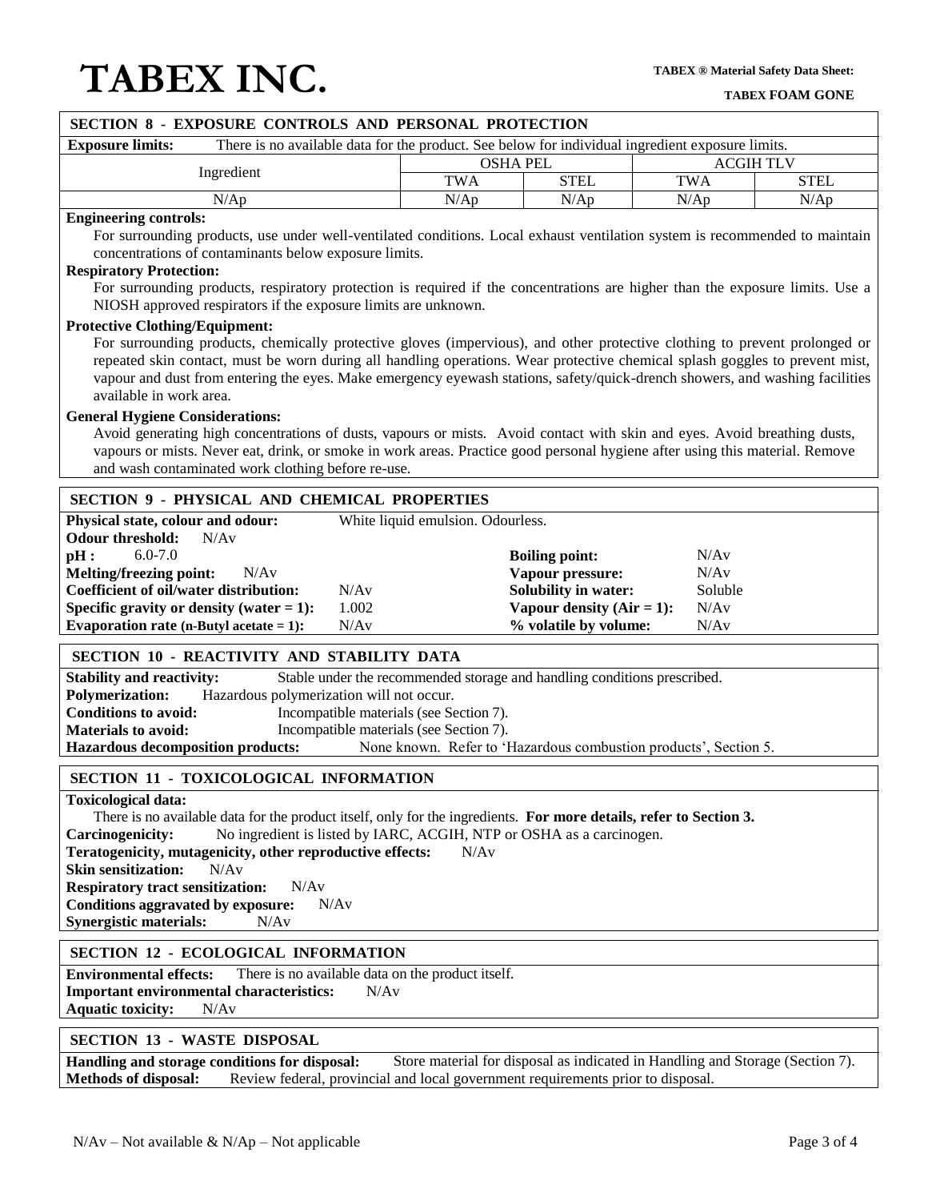## SECTION 8 - EXPOSURE CONTROLS AND PERSONAL PROTECTION

**Exposure limits:** There is no available data for the product. See below for individual ingredient exposure limits.

| Ingredient | OSHA PEL | | ACGIH TLV | |
|---|---|---|---|---|
| | TWA | STEL | TWA | STEL |
| N/Ap | N/Ap | N/Ap | N/Ap | N/Ap |

**Engineering controls:**

For surrounding products, use under well-ventilated conditions. Local exhaust ventilation system is recommended to maintain concentrations of contaminants below exposure limits.

**Respiratory Protection:**

For surrounding products, respiratory protection is required if the concentrations are higher than the exposure limits. Use a NIOSH approved respirators if the exposure limits are unknown.

**Protective Clothing/Equipment:**

For surrounding products, chemically protective gloves (impervious), and other protective clothing to prevent prolonged or repeated skin contact, must be worn during all handling operations. Wear protective chemical splash goggles to prevent mist, vapour and dust from entering the eyes. Make emergency eyewash stations, safety/quick-drench showers, and washing facilities available in work area.

**General Hygiene Considerations:**

Avoid generating high concentrations of dusts, vapours or mists. Avoid contact with skin and eyes. Avoid breathing dusts, vapours or mists. Never eat, drink, or smoke in work areas. Practice good personal hygiene after using this material. Remove and wash contaminated work clothing before re-use.

## SECTION 9 - PHYSICAL AND CHEMICAL PROPERTIES

**Physical state, colour and odour:** White liquid emulsion. Odourless.

**Odour threshold:** N/Av

**pH :** 6.0-7.0

**Melting/freezing point:** N/Av

**Coefficient of oil/water distribution:** N/Av

**Specific gravity or density (water = 1):** 1.002

**Evaporation rate (n-Butyl acetate = 1):** N/Av

**Boiling point:** N/Av

**Vapour pressure:** N/Av

**Solubility in water:** Soluble

**Vapour density (Air = 1):** N/Av

**% volatile by volume:** N/Av

## SECTION 10 - REACTIVITY AND STABILITY DATA

**Stability and reactivity:** Stable under the recommended storage and handling conditions prescribed.

**Polymerization:** Hazardous polymerization will not occur.

**Conditions to avoid:** Incompatible materials (see Section 7).

**Materials to avoid:** Incompatible materials (see Section 7).

**Hazardous decomposition products:** None known. Refer to 'Hazardous combustion products', Section 5.

## SECTION 11 - TOXICOLOGICAL INFORMATION

**Toxicological data:**

There is no available data for the product itself, only for the ingredients. **For more details, refer to Section 3.**

**Carcinogenicity:** No ingredient is listed by IARC, ACGIH, NTP or OSHA as a carcinogen.

**Teratogenicity, mutagenicity, other reproductive effects:** N/Av

**Skin sensitization:** N/Av

**Respiratory tract sensitization:** N/Av

**Conditions aggravated by exposure:** N/Av

**Synergistic materials:** N/Av

## SECTION 12 - ECOLOGICAL INFORMATION

**Environmental effects:** There is no available data on the product itself.

**Important environmental characteristics:** N/Av

**Aquatic toxicity:** N/Av

## SECTION 13 - WASTE DISPOSAL

**Handling and storage conditions for disposal:** Store material for disposal as indicated in Handling and Storage (Section 7).

**Methods of disposal:** Review federal, provincial and local government requirements prior to disposal.

N/Av – Not available & N/Ap – Not applicable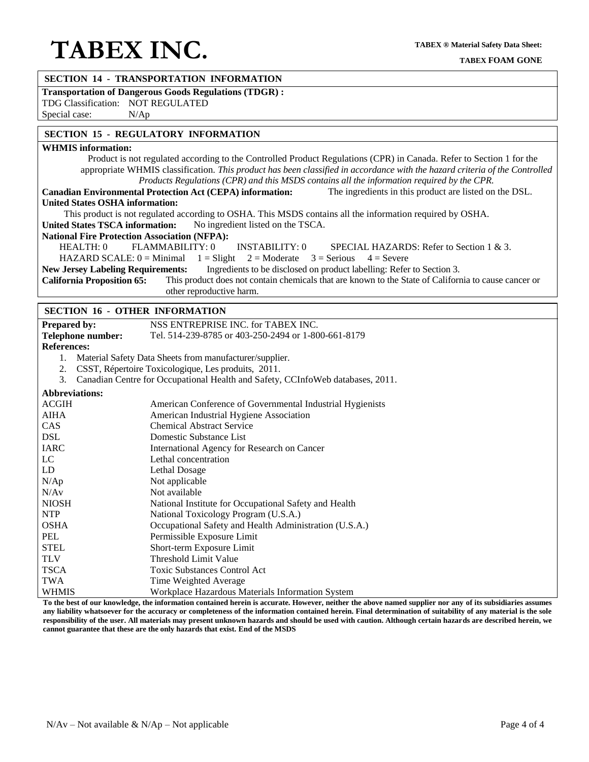## SECTION 14 - TRANSPORTATION INFORMATION

**Transportation of Dangerous Goods Regulations (TDGR) :**

TDG Classification: NOT REGULATED

Special case: N/Ap

## SECTION 15 - REGULATORY INFORMATION

**WHMIS information:**

Product is not regulated according to the Controlled Product Regulations (CPR) in Canada. Refer to Section 1 for the appropriate WHMIS classification. *This product has been classified in accordance with the hazard criteria of the Controlled Products Regulations (CPR) and this MSDS contains all the information required by the CPR.*

**Canadian Environmental Protection Act (CEPA) information:** The ingredients in this product are listed on the DSL.

**United States OSHA information:**

This product is not regulated according to OSHA. This MSDS contains all the information required by OSHA.

**United States TSCA information:** No ingredient listed on the TSCA.

**National Fire Protection Association (NFPA):**

HEALTH: 0 FLAMMABILITY: 0 INSTABILITY: 0 SPECIAL HAZARDS: Refer to Section 1 & 3.

HAZARD SCALE: 0 = Minimal 1 = Slight 2 = Moderate 3 = Serious 4 = Severe

**New Jersey Labeling Requirements:** Ingredients to be disclosed on product labelling: Refer to Section 3.

**California Proposition 65:** This product does not contain chemicals that are known to the State of California to cause cancer or other reproductive harm.

## SECTION 16 - OTHER INFORMATION

**Prepared by:** NSS ENTREPRISE INC. for TABEX INC.

**Telephone number:** Tel. 514-239-8785 or 403-250-2494 or 1-800-661-8179

**References:**

1. Material Safety Data Sheets from manufacturer/supplier.
2. CSST, Répertoire Toxicologique, Les produits, 2011.
3. Canadian Centre for Occupational Health and Safety, CCInfoWeb databases, 2011.

**Abbreviations:**

| | |
|---|---|
| ACGIH | American Conference of Governmental Industrial Hygienists |
| AIHA | American Industrial Hygiene Association |
| CAS | Chemical Abstract Service |
| DSL | Domestic Substance List |
| IARC | International Agency for Research on Cancer |
| LC | Lethal concentration |
| LD | Lethal Dosage |
| N/Ap | Not applicable |
| N/Av | Not available |
| NIOSH | National Institute for Occupational Safety and Health |
| NTP | National Toxicology Program (U.S.A.) |
| OSHA | Occupational Safety and Health Administration (U.S.A.) |
| PEL | Permissible Exposure Limit |
| STEL | Short-term Exposure Limit |
| TLV | Threshold Limit Value |
| TSCA | Toxic Substances Control Act |
| TWA | Time Weighted Average |
| WHMIS | Workplace Hazardous Materials Information System |

**To the best of our knowledge, the information contained herein is accurate. However, neither the above named supplier nor any of its subsidiaries assumes any liability whatsoever for the accuracy or completeness of the information contained herein. Final determination of suitability of any material is the sole responsibility of the user. All materials may present unknown hazards and should be used with caution. Although certain hazards are described herein, we cannot guarantee that these are the only hazards that exist. End of the MSDS**